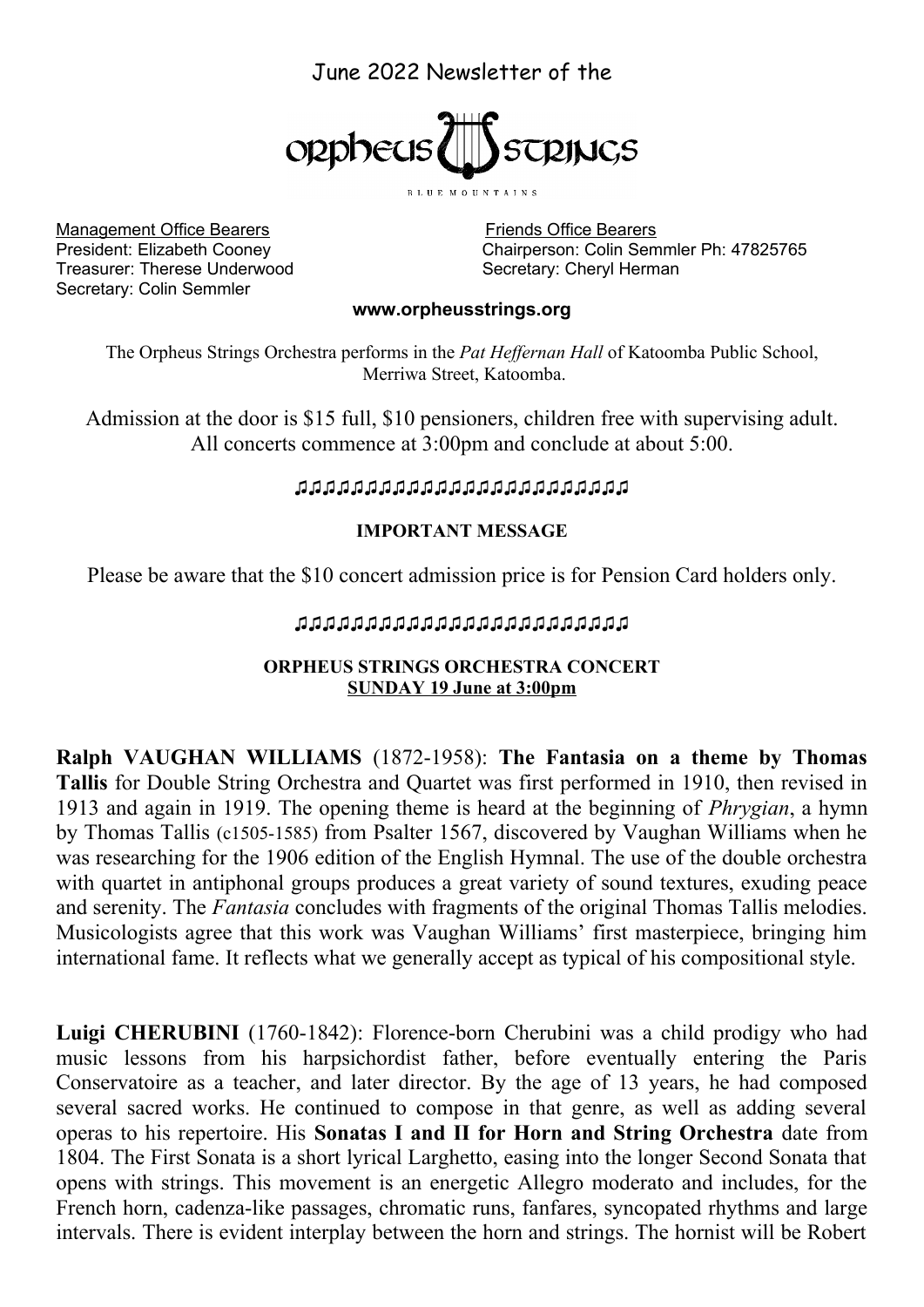June 2022 Newsletter of the

# ORPHEUS STRINGS

BLUE MOUNTAINS

Management Office Bearers
President: Elizabeth Cooney
Treasurer: Therese Underwood
Secretary: Colin Semmler

Friends Office Bearers
Chairperson: Colin Semmler Ph: 47825765
Secretary: Cheryl Herman

**www.orpheusstrings.org**

The Orpheus Strings Orchestra performs in the *Pat Heffernan Hall* of Katoomba Public School, Merriwa Street, Katoomba.

Admission at the door is $15 full, $10 pensioners, children free with supervising adult. All concerts commence at 3:00pm and conclude at about 5:00.

♫♫♫♫♫♫♫♫♫♫♫♫♫♫♫♫♫♫♫♫♫♫♫♫♫♫♫♫

**IMPORTANT MESSAGE**

Please be aware that the $10 concert admission price is for Pension Card holders only.

♫♫♫♫♫♫♫♫♫♫♫♫♫♫♫♫♫♫♫♫♫♫♫♫♫♫♫♫

**ORPHEUS STRINGS ORCHESTRA CONCERT**
**SUNDAY 19 June at 3:00pm**

**Ralph VAUGHAN WILLIAMS** (1872-1958): **The Fantasia on a theme by Thomas Tallis** for Double String Orchestra and Quartet was first performed in 1910, then revised in 1913 and again in 1919. The opening theme is heard at the beginning of *Phrygian*, a hymn by Thomas Tallis (c1505-1585) from Psalter 1567, discovered by Vaughan Williams when he was researching for the 1906 edition of the English Hymnal. The use of the double orchestra with quartet in antiphonal groups produces a great variety of sound textures, exuding peace and serenity. The *Fantasia* concludes with fragments of the original Thomas Tallis melodies. Musicologists agree that this work was Vaughan Williams' first masterpiece, bringing him international fame. It reflects what we generally accept as typical of his compositional style.

**Luigi CHERUBINI** (1760-1842): Florence-born Cherubini was a child prodigy who had music lessons from his harpsichordist father, before eventually entering the Paris Conservatoire as a teacher, and later director. By the age of 13 years, he had composed several sacred works. He continued to compose in that genre, as well as adding several operas to his repertoire. His **Sonatas I and II for Horn and String Orchestra** date from 1804. The First Sonata is a short lyrical Larghetto, easing into the longer Second Sonata that opens with strings. This movement is an energetic Allegro moderato and includes, for the French horn, cadenza-like passages, chromatic runs, fanfares, syncopated rhythms and large intervals. There is evident interplay between the horn and strings. The hornist will be Robert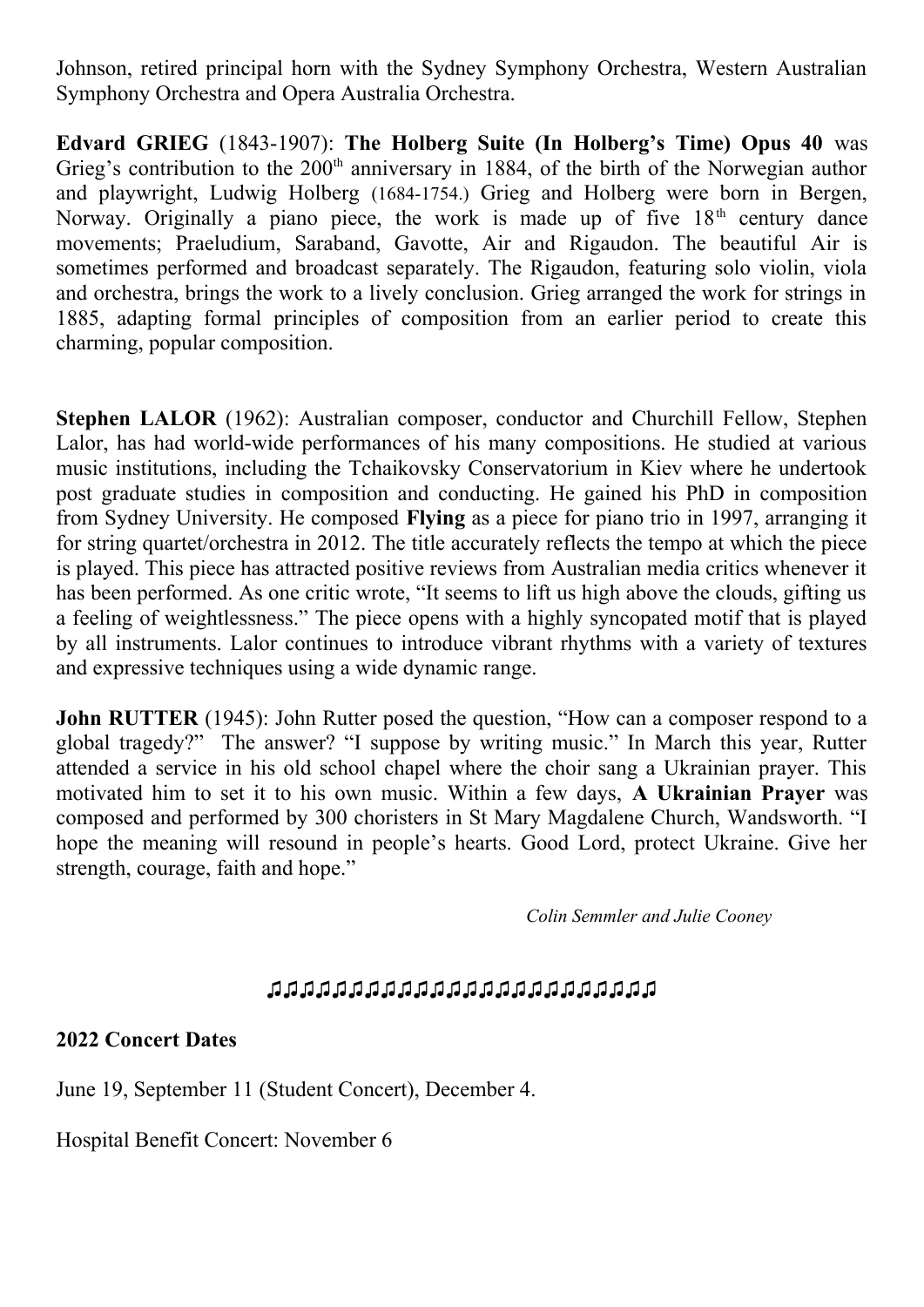Johnson, retired principal horn with the Sydney Symphony Orchestra, Western Australian Symphony Orchestra and Opera Australia Orchestra.

**Edvard GRIEG** (1843-1907): **The Holberg Suite (In Holberg's Time) Opus 40** was Grieg's contribution to the 200th anniversary in 1884, of the birth of the Norwegian author and playwright, Ludwig Holberg (1684-1754.) Grieg and Holberg were born in Bergen, Norway. Originally a piano piece, the work is made up of five 18th century dance movements; Praeludium, Saraband, Gavotte, Air and Rigaudon. The beautiful Air is sometimes performed and broadcast separately. The Rigaudon, featuring solo violin, viola and orchestra, brings the work to a lively conclusion. Grieg arranged the work for strings in 1885, adapting formal principles of composition from an earlier period to create this charming, popular composition.

**Stephen LALOR** (1962): Australian composer, conductor and Churchill Fellow, Stephen Lalor, has had world-wide performances of his many compositions. He studied at various music institutions, including the Tchaikovsky Conservatorium in Kiev where he undertook post graduate studies in composition and conducting. He gained his PhD in composition from Sydney University. He composed **Flying** as a piece for piano trio in 1997, arranging it for string quartet/orchestra in 2012. The title accurately reflects the tempo at which the piece is played. This piece has attracted positive reviews from Australian media critics whenever it has been performed. As one critic wrote, "It seems to lift us high above the clouds, gifting us a feeling of weightlessness." The piece opens with a highly syncopated motif that is played by all instruments. Lalor continues to introduce vibrant rhythms with a variety of textures and expressive techniques using a wide dynamic range.

**John RUTTER** (1945): John Rutter posed the question, "How can a composer respond to a global tragedy?" The answer? "I suppose by writing music." In March this year, Rutter attended a service in his old school chapel where the choir sang a Ukrainian prayer. This motivated him to set it to his own music. Within a few days, **A Ukrainian Prayer** was composed and performed by 300 choristers in St Mary Magdalene Church, Wandsworth. "I hope the meaning will resound in people's hearts. Good Lord, protect Ukraine. Give her strength, courage, faith and hope."

*Colin Semmler and Julie Cooney*

♫♫♫♫♫♫♫♫♫♫♫♫♫♫♫♫♫♫♫♫♫♫♫♫♫♫♫♫

**2022 Concert Dates**

June 19, September 11 (Student Concert), December 4.

Hospital Benefit Concert: November 6